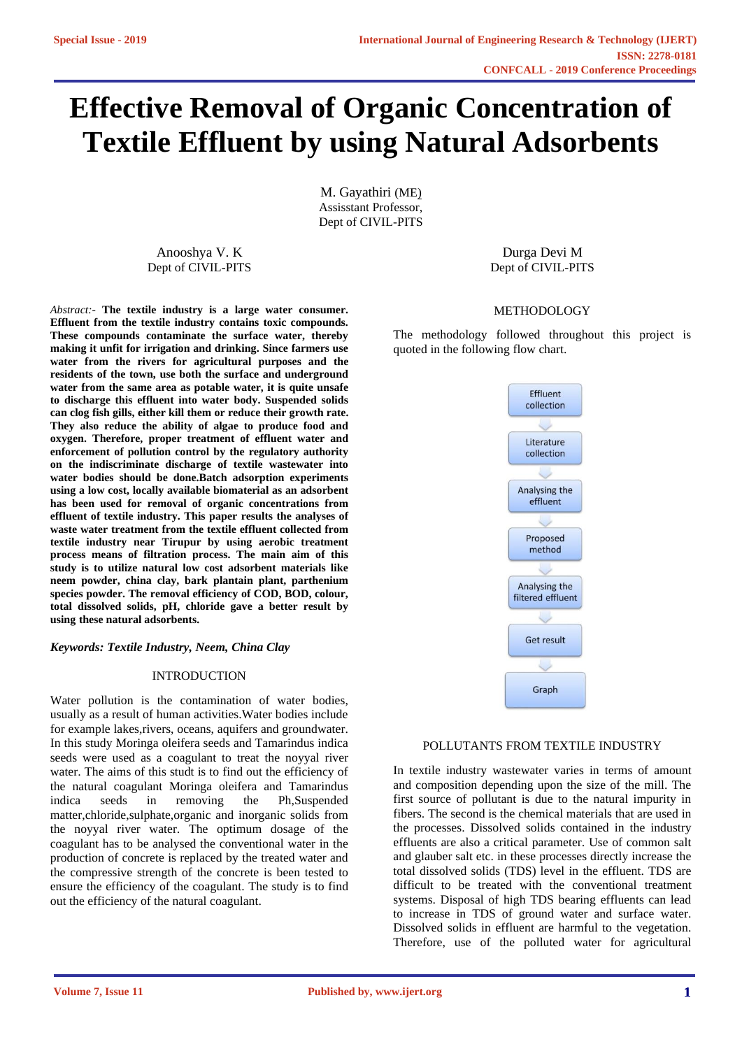# Effective Removal of Organic Concentration of Textile Effluent by using Natural Adsorbents

M. Gayathiri (ME)
Assisstant Professor,
Dept of CIVIL-PITS

Anooshya V. K
Dept of CIVIL-PITS

Durga Devi M
Dept of CIVIL-PITS

*Abstract:-* **The textile industry is a large water consumer. Effluent from the textile industry contains toxic compounds. These compounds contaminate the surface water, thereby making it unfit for irrigation and drinking. Since farmers use water from the rivers for agricultural purposes and the residents of the town, use both the surface and underground water from the same area as potable water, it is quite unsafe to discharge this effluent into water body. Suspended solids can clog fish gills, either kill them or reduce their growth rate. They also reduce the ability of algae to produce food and oxygen. Therefore, proper treatment of effluent water and enforcement of pollution control by the regulatory authority on the indiscriminate discharge of textile wastewater into water bodies should be done.Batch adsorption experiments using a low cost, locally available biomaterial as an adsorbent has been used for removal of organic concentrations from effluent of textile industry. This paper results the analyses of waste water treatment from the textile effluent collected from textile industry near Tirupur by using aerobic treatment process means of filtration process. The main aim of this study is to utilize natural low cost adsorbent materials like neem powder, china clay, bark plantain plant, parthenium species powder. The removal efficiency of COD, BOD, colour, total dissolved solids, pH, chloride gave a better result by using these natural adsorbents.**

***Keywords: Textile Industry, Neem, China Clay***

## INTRODUCTION

Water pollution is the contamination of water bodies, usually as a result of human activities.Water bodies include for example lakes,rivers, oceans, aquifers and groundwater. In this study Moringa oleifera seeds and Tamarindus indica seeds were used as a coagulant to treat the noyyal river water. The aims of this studt is to find out the efficiency of the natural coagulant Moringa oleifera and Tamarindus indica seeds in removing the Ph,Suspended matter,chloride,sulphate,organic and inorganic solids from the noyyal river water. The optimum dosage of the coagulant has to be analysed the conventional water in the production of concrete is replaced by the treated water and the compressive strength of the concrete is been tested to ensure the efficiency of the coagulant. The study is to find out the efficiency of the natural coagulant.

## METHODOLOGY

The methodology followed throughout this project is quoted in the following flow chart.

Effluent collection → Literature collection → Analysing the effluent → Proposed method → Analysing the filtered effluent → Get result → Graph

## POLLUTANTS FROM TEXTILE INDUSTRY

In textile industry wastewater varies in terms of amount and composition depending upon the size of the mill. The first source of pollutant is due to the natural impurity in fibers. The second is the chemical materials that are used in the processes. Dissolved solids contained in the industry effluents are also a critical parameter. Use of common salt and glauber salt etc. in these processes directly increase the total dissolved solids (TDS) level in the effluent. TDS are difficult to be treated with the conventional treatment systems. Disposal of high TDS bearing effluents can lead to increase in TDS of ground water and surface water. Dissolved solids in effluent are harmful to the vegetation. Therefore, use of the polluted water for agricultural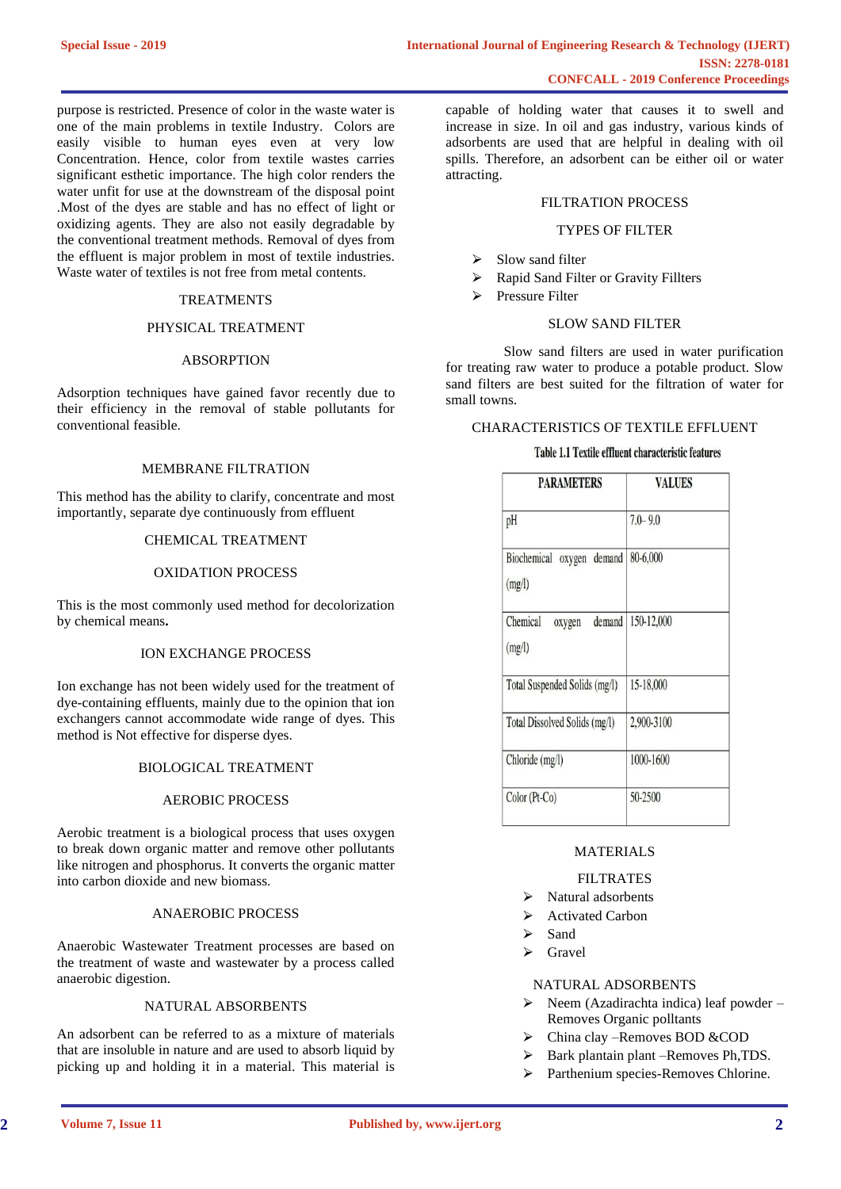purpose is restricted. Presence of color in the waste water is one of the main problems in textile Industry. Colors are easily visible to human eyes even at very low Concentration. Hence, color from textile wastes carries significant esthetic importance. The high color renders the water unfit for use at the downstream of the disposal point .Most of the dyes are stable and has no effect of light or oxidizing agents. They are also not easily degradable by the conventional treatment methods. Removal of dyes from the effluent is major problem in most of textile industries. Waste water of textiles is not free from metal contents.

## TREATMENTS

### PHYSICAL TREATMENT

#### ABSORPTION

Adsorption techniques have gained favor recently due to their efficiency in the removal of stable pollutants for conventional feasible.

#### MEMBRANE FILTRATION

This method has the ability to clarify, concentrate and most importantly, separate dye continuously from effluent

### CHEMICAL TREATMENT

#### OXIDATION PROCESS

This is the most commonly used method for decolorization by chemical means**.**

#### ION EXCHANGE PROCESS

Ion exchange has not been widely used for the treatment of dye-containing effluents, mainly due to the opinion that ion exchangers cannot accommodate wide range of dyes. This method is Not effective for disperse dyes.

### BIOLOGICAL TREATMENT

#### AEROBIC PROCESS

Aerobic treatment is a biological process that uses oxygen to break down organic matter and remove other pollutants like nitrogen and phosphorus. It converts the organic matter into carbon dioxide and new biomass.

#### ANAEROBIC PROCESS

Anaerobic Wastewater Treatment processes are based on the treatment of waste and wastewater by a process called anaerobic digestion.

### NATURAL ABSORBENTS

An adsorbent can be referred to as a mixture of materials that are insoluble in nature and are used to absorb liquid by picking up and holding it in a material. This material is capable of holding water that causes it to swell and increase in size. In oil and gas industry, various kinds of adsorbents are used that are helpful in dealing with oil spills. Therefore, an adsorbent can be either oil or water attracting.

## FILTRATION PROCESS

### TYPES OF FILTER

- Slow sand filter
- Rapid Sand Filter or Gravity Fillters
- Pressure Filter

### SLOW SAND FILTER

Slow sand filters are used in water purification for treating raw water to produce a potable product. Slow sand filters are best suited for the filtration of water for small towns.

## CHARACTERISTICS OF TEXTILE EFFLUENT

**Table 1.1 Textile effluent characteristic features**

| PARAMETERS | VALUES |
|---|---|
| pH | 7.0– 9.0 |
| Biochemical oxygen demand (mg/l) | 80-6,000 |
| Chemical oxygen demand (mg/l) | 150-12,000 |
| Total Suspended Solids (mg/l) | 15-18,000 |
| Total Dissolved Solids (mg/l) | 2,900-3100 |
| Chloride (mg/l) | 1000-1600 |
| Color (Pt-Co) | 50-2500 |

## MATERIALS

### FILTRATES

- Natural adsorbents
- Activated Carbon
- Sand
- Gravel

### NATURAL ADSORBENTS

- Neem (Azadirachta indica) leaf powder – Removes Organic polltants
- China clay –Removes BOD &COD
- Bark plantain plant –Removes Ph,TDS.
- Parthenium species-Removes Chlorine.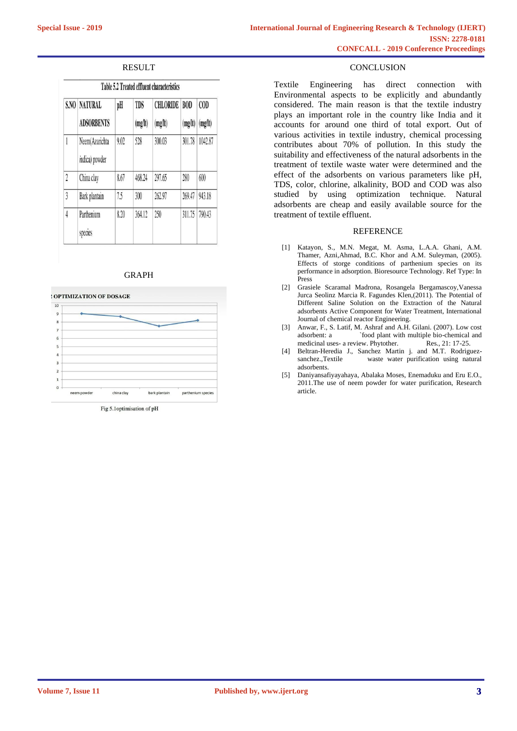## RESULT

Table 5.2 Treated effluent characteristics

| S.NO | NATURAL ADSORBENTS | pH | TDS (mg/lt) | CHLORIDE (mg/lt) | BOD (mg/lt) | COD (mg/lt) |
|---|---|---|---|---|---|---|
| 1 | Neem(Azarichta indica) powder | 9.02 | 528 | 300.03 | 301.78 | 1042.87 |
| 2 | China clay | 8.67 | 468.24 | 297.65 | 280 | 600 |
| 3 | Bark plantain | 7.5 | 300 | 262.97 | 269.47 | 943.18 |
| 4 | Parthenium species | 8.20 | 364.12 | 250 | 311.75 | 790.43 |

## GRAPH

OPTIMIZATION OF DOSAGE

10
9
8
7
6
5
4
3
2
1
0

neem powder
china clay
bark plantain
parthenium species

Fig 5.1optimisation of pH

## CONCLUSION

Textile Engineering has direct connection with Environmental aspects to be explicitly and abundantly considered. The main reason is that the textile industry plays an important role in the country like India and it accounts for around one third of total export. Out of various activities in textile industry, chemical processing contributes about 70% of pollution. In this study the suitability and effectiveness of the natural adsorbents in the treatment of textile waste water were determined and the effect of the adsorbents on various parameters like pH, TDS, color, chlorine, alkalinity, BOD and COD was also studied by using optimization technique. Natural adsorbents are cheap and easily available source for the treatment of textile effluent.

## REFERENCE

[1] Katayon, S., M.N. Megat, M. Asma, L.A.A. Ghani, A.M. Thamer, Azni,Ahmad, B.C. Khor and A.M. Suleyman, (2005). Effects of storge conditions of parthenium species on its performance in adsorption. Bioresource Technology. Ref Type: In Press

[2] Grasiele Scaramal Madrona, Rosangela Bergamascoy,Vanessa Jurca Seolinz Marcia R. Fagundes Klen,(2011). The Potential of Different Saline Solution on the Extraction of the Natural adsorbents Active Component for Water Treatment, International Journal of chemical reactor Engineering.

[3] Anwar, F., S. Latif, M. Ashraf and A.H. Gilani. (2007). Low cost adsorbent: a `food plant with multiple bio-chemical and medicinal uses- a review. Phytother. Res., 21: 17-25.

[4] Beltran-Heredia J., Sanchez Martin j. and M.T. Rodriguez-sanchez.,Textile waste water purification using natural adsorbents.

[5] Daniyansafiyayahaya, Abalaka Moses, Enemaduku and Eru E.O., 2011.The use of neem powder for water purification, Research article.